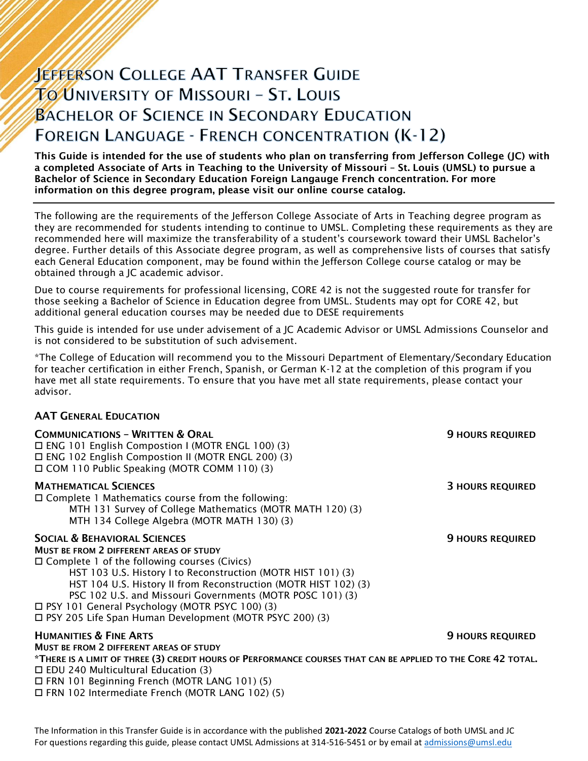# Jefferson College AAT Transfer Guide To University of Missouri – St. Louis Bachelor of Science in Secondary Education Foreign Language - French concentration (K-12)

**This Guide is intended for the use of students who plan on transferring from Jefferson College (JC) with a completed Associate of Arts in Teaching to the University of Missouri – St. Louis (UMSL) to pursue a Bachelor of Science in Secondary Education Foreign Langauge French concentration. For more information on this degree program, please visit our online course catalog.**

---

The following are the requirements of the Jefferson College Associate of Arts in Teaching degree program as they are recommended for students intending to continue to UMSL. Completing these requirements as they are recommended here will maximize the transferability of a student's coursework toward their UMSL Bachelor's degree. Further details of this Associate degree program, as well as comprehensive lists of courses that satisfy each General Education component, may be found within the Jefferson College course catalog or may be obtained through a JC academic advisor.

Due to course requirements for professional licensing, CORE 42 is not the suggested route for transfer for those seeking a Bachelor of Science in Education degree from UMSL. Students may opt for CORE 42, but additional general education courses may be needed due to DESE requirements

This guide is intended for use under advisement of a JC Academic Advisor or UMSL Admissions Counselor and is not considered to be substitution of such advisement.

*The College of Education will recommend you to the Missouri Department of Elementary/Secondary Education for teacher certification in either French, Spanish, or German K-12 at the completion of this program if you have met all state requirements. To ensure that you have met all state requirements, please contact your advisor.

## AAT General Education

### Communications – Written & Oral — 9 Hours Required

- ☐ ENG 101 English Compostion I (MOTR ENGL 100) (3)
- ☐ ENG 102 English Compostion II (MOTR ENGL 200) (3)
- ☐ COM 110 Public Speaking (MOTR COMM 110) (3)

### Mathematical Sciences — 3 Hours Required

- ☐ Complete 1 Mathematics course from the following:
  - MTH 131 Survey of College Mathematics (MOTR MATH 120) (3)
  - MTH 134 College Algebra (MOTR MATH 130) (3)

### Social & Behavioral Sciences — 9 Hours Required

**Must be from 2 different areas of study**

- ☐ Complete 1 of the following courses (Civics)
  - HST 103 U.S. History I to Reconstruction (MOTR HIST 101) (3)
  - HST 104 U.S. History II from Reconstruction (MOTR HIST 102) (3)
  - PSC 102 U.S. and Missouri Governments (MOTR POSC 101) (3)
- ☐ PSY 101 General Psychology (MOTR PSYC 100) (3)
- ☐ PSY 205 Life Span Human Development (MOTR PSYC 200) (3)

### Humanities & Fine Arts — 9 Hours Required

**Must be from 2 different areas of study**

***There is a limit of three (3) credit hours of Performance courses that can be applied to the Core 42 total.**

- ☐ EDU 240 Multicultural Education (3)
- ☐ FRN 101 Beginning French (MOTR LANG 101) (5)
- ☐ FRN 102 Intermediate French (MOTR LANG 102) (5)

The Information in this Transfer Guide is in accordance with the published **2021-2022** Course Catalogs of both UMSL and JC
For questions regarding this guide, please contact UMSL Admissions at 314-516-5451 or by email at admissions@umsl.edu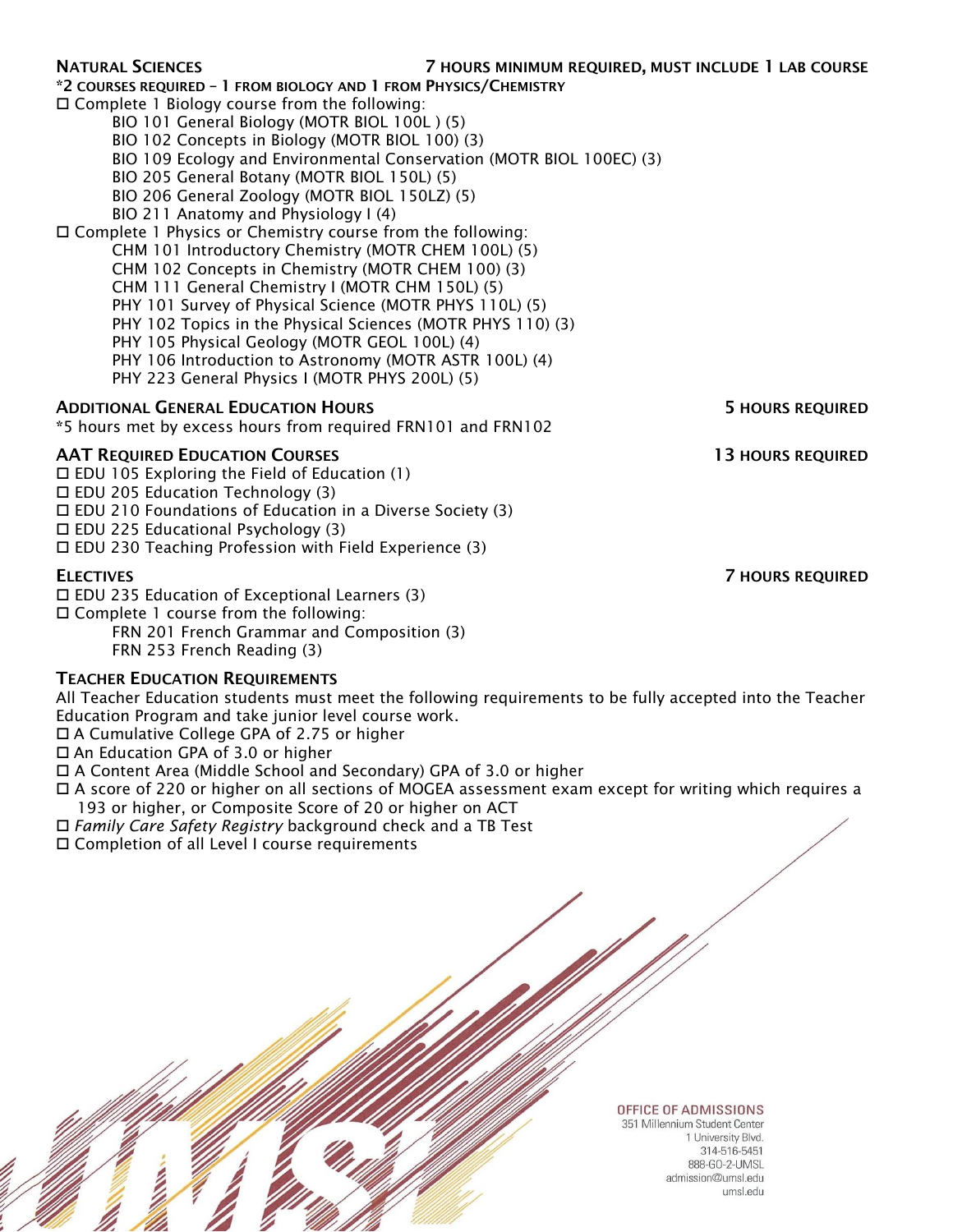## NATURAL SCIENCES — 7 HOURS MINIMUM REQUIRED, MUST INCLUDE 1 LAB COURSE

***2 COURSES REQUIRED – 1 FROM BIOLOGY AND 1 FROM PHYSICS/CHEMISTRY**

- ☐ Complete 1 Biology course from the following:
  - BIO 101 General Biology (MOTR BIOL 100L ) (5)
  - BIO 102 Concepts in Biology (MOTR BIOL 100) (3)
  - BIO 109 Ecology and Environmental Conservation (MOTR BIOL 100EC) (3)
  - BIO 205 General Botany (MOTR BIOL 150L) (5)
  - BIO 206 General Zoology (MOTR BIOL 150LZ) (5)
  - BIO 211 Anatomy and Physiology I (4)
- ☐ Complete 1 Physics or Chemistry course from the following:
  - CHM 101 Introductory Chemistry (MOTR CHEM 100L) (5)
  - CHM 102 Concepts in Chemistry (MOTR CHEM 100) (3)
  - CHM 111 General Chemistry I (MOTR CHM 150L) (5)
  - PHY 101 Survey of Physical Science (MOTR PHYS 110L) (5)
  - PHY 102 Topics in the Physical Sciences (MOTR PHYS 110) (3)
  - PHY 105 Physical Geology (MOTR GEOL 100L) (4)
  - PHY 106 Introduction to Astronomy (MOTR ASTR 100L) (4)
  - PHY 223 General Physics I (MOTR PHYS 200L) (5)

## ADDITIONAL GENERAL EDUCATION HOURS — 5 HOURS REQUIRED

*5 hours met by excess hours from required FRN101 and FRN102

## AAT REQUIRED EDUCATION COURSES — 13 HOURS REQUIRED

- ☐ EDU 105 Exploring the Field of Education (1)
- ☐ EDU 205 Education Technology (3)
- ☐ EDU 210 Foundations of Education in a Diverse Society (3)
- ☐ EDU 225 Educational Psychology (3)
- ☐ EDU 230 Teaching Profession with Field Experience (3)

## ELECTIVES — 7 HOURS REQUIRED

- ☐ EDU 235 Education of Exceptional Learners (3)
- ☐ Complete 1 course from the following:
  - FRN 201 French Grammar and Composition (3)
  - FRN 253 French Reading (3)

## TEACHER EDUCATION REQUIREMENTS

All Teacher Education students must meet the following requirements to be fully accepted into the Teacher Education Program and take junior level course work.

- ☐ A Cumulative College GPA of 2.75 or higher
- ☐ An Education GPA of 3.0 or higher
- ☐ A Content Area (Middle School and Secondary) GPA of 3.0 or higher
- ☐ A score of 220 or higher on all sections of MOGEA assessment exam except for writing which requires a 193 or higher, or Composite Score of 20 or higher on ACT
- ☐ *Family Care Safety Registry* background check and a TB Test
- ☐ Completion of all Level I course requirements

OFFICE OF ADMISSIONS
351 Millennium Student Center
1 University Blvd.
314-516-5451
888-GO-2-UMSL
admission@umsl.edu
umsl.edu